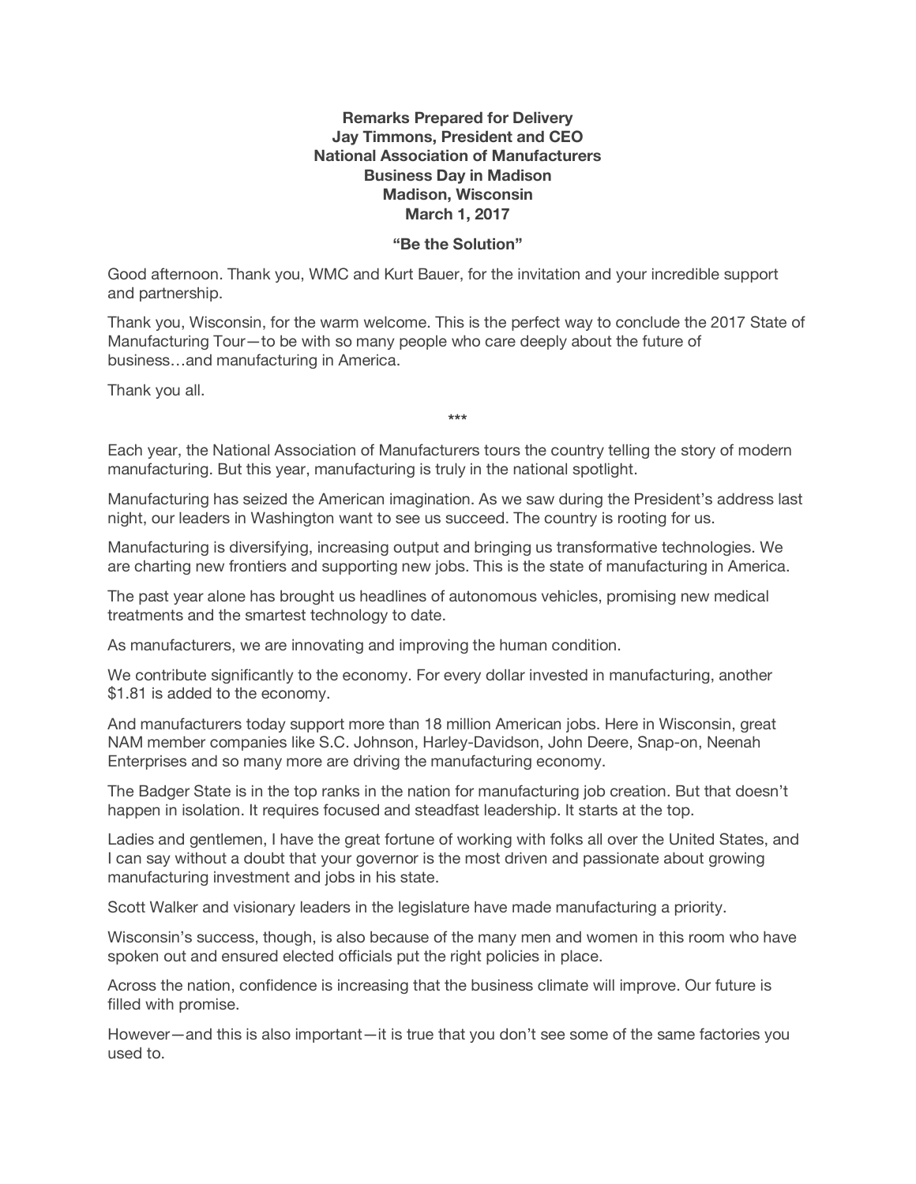**Remarks Prepared for Delivery**
**Jay Timmons, President and CEO**
**National Association of Manufacturers**
**Business Day in Madison**
**Madison, Wisconsin**
**March 1, 2017**

**"Be the Solution"**

Good afternoon. Thank you, WMC and Kurt Bauer, for the invitation and your incredible support and partnership.

Thank you, Wisconsin, for the warm welcome. This is the perfect way to conclude the 2017 State of Manufacturing Tour—to be with so many people who care deeply about the future of business…and manufacturing in America.

Thank you all.

***

Each year, the National Association of Manufacturers tours the country telling the story of modern manufacturing. But this year, manufacturing is truly in the national spotlight.

Manufacturing has seized the American imagination. As we saw during the President's address last night, our leaders in Washington want to see us succeed. The country is rooting for us.

Manufacturing is diversifying, increasing output and bringing us transformative technologies. We are charting new frontiers and supporting new jobs. This is the state of manufacturing in America.

The past year alone has brought us headlines of autonomous vehicles, promising new medical treatments and the smartest technology to date.

As manufacturers, we are innovating and improving the human condition.

We contribute significantly to the economy. For every dollar invested in manufacturing, another $1.81 is added to the economy.

And manufacturers today support more than 18 million American jobs. Here in Wisconsin, great NAM member companies like S.C. Johnson, Harley-Davidson, John Deere, Snap-on, Neenah Enterprises and so many more are driving the manufacturing economy.

The Badger State is in the top ranks in the nation for manufacturing job creation. But that doesn't happen in isolation. It requires focused and steadfast leadership. It starts at the top.

Ladies and gentlemen, I have the great fortune of working with folks all over the United States, and I can say without a doubt that your governor is the most driven and passionate about growing manufacturing investment and jobs in his state.

Scott Walker and visionary leaders in the legislature have made manufacturing a priority.

Wisconsin's success, though, is also because of the many men and women in this room who have spoken out and ensured elected officials put the right policies in place.

Across the nation, confidence is increasing that the business climate will improve. Our future is filled with promise.

However—and this is also important—it is true that you don't see some of the same factories you used to.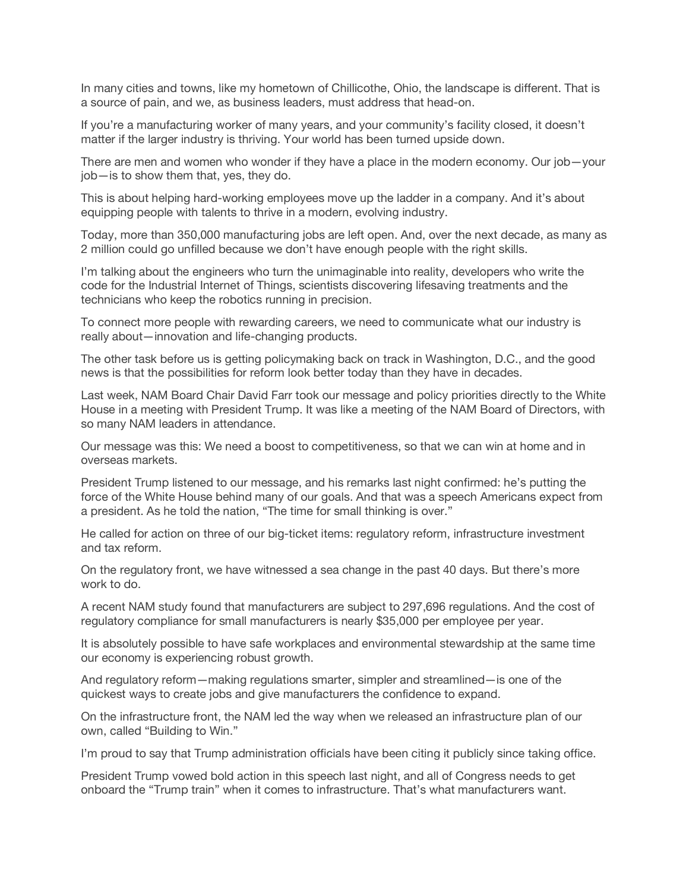In many cities and towns, like my hometown of Chillicothe, Ohio, the landscape is different. That is a source of pain, and we, as business leaders, must address that head-on.

If you're a manufacturing worker of many years, and your community's facility closed, it doesn't matter if the larger industry is thriving. Your world has been turned upside down.

There are men and women who wonder if they have a place in the modern economy. Our job—your job—is to show them that, yes, they do.

This is about helping hard-working employees move up the ladder in a company. And it's about equipping people with talents to thrive in a modern, evolving industry.

Today, more than 350,000 manufacturing jobs are left open. And, over the next decade, as many as 2 million could go unfilled because we don't have enough people with the right skills.

I'm talking about the engineers who turn the unimaginable into reality, developers who write the code for the Industrial Internet of Things, scientists discovering lifesaving treatments and the technicians who keep the robotics running in precision.

To connect more people with rewarding careers, we need to communicate what our industry is really about—innovation and life-changing products.

The other task before us is getting policymaking back on track in Washington, D.C., and the good news is that the possibilities for reform look better today than they have in decades.

Last week, NAM Board Chair David Farr took our message and policy priorities directly to the White House in a meeting with President Trump. It was like a meeting of the NAM Board of Directors, with so many NAM leaders in attendance.

Our message was this: We need a boost to competitiveness, so that we can win at home and in overseas markets.

President Trump listened to our message, and his remarks last night confirmed: he's putting the force of the White House behind many of our goals. And that was a speech Americans expect from a president. As he told the nation, "The time for small thinking is over."

He called for action on three of our big-ticket items: regulatory reform, infrastructure investment and tax reform.

On the regulatory front, we have witnessed a sea change in the past 40 days. But there's more work to do.

A recent NAM study found that manufacturers are subject to 297,696 regulations. And the cost of regulatory compliance for small manufacturers is nearly $35,000 per employee per year.

It is absolutely possible to have safe workplaces and environmental stewardship at the same time our economy is experiencing robust growth.

And regulatory reform—making regulations smarter, simpler and streamlined—is one of the quickest ways to create jobs and give manufacturers the confidence to expand.

On the infrastructure front, the NAM led the way when we released an infrastructure plan of our own, called "Building to Win."

I'm proud to say that Trump administration officials have been citing it publicly since taking office.

President Trump vowed bold action in this speech last night, and all of Congress needs to get onboard the "Trump train" when it comes to infrastructure. That's what manufacturers want.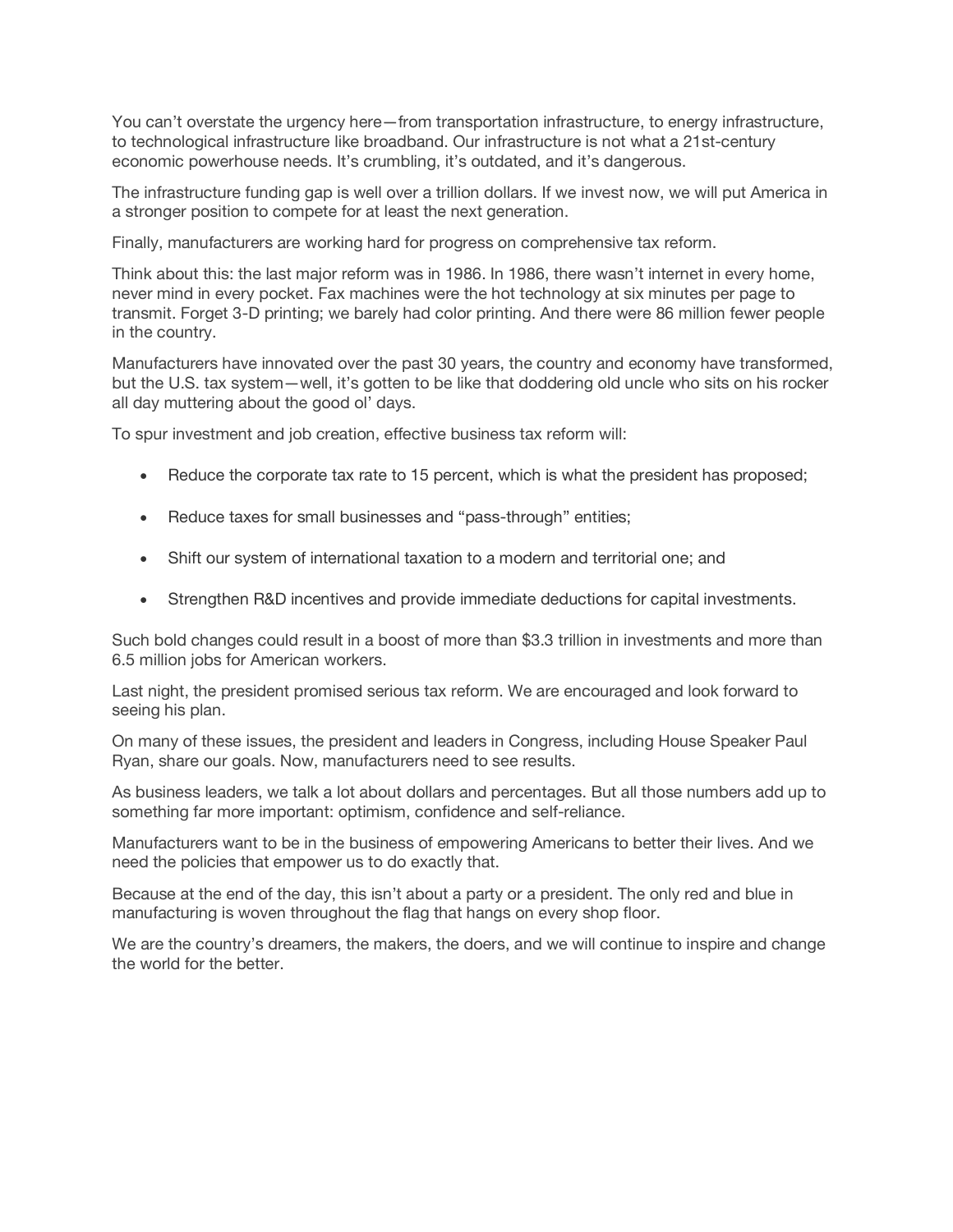You can't overstate the urgency here—from transportation infrastructure, to energy infrastructure, to technological infrastructure like broadband. Our infrastructure is not what a 21st-century economic powerhouse needs. It's crumbling, it's outdated, and it's dangerous.

The infrastructure funding gap is well over a trillion dollars. If we invest now, we will put America in a stronger position to compete for at least the next generation.

Finally, manufacturers are working hard for progress on comprehensive tax reform.

Think about this: the last major reform was in 1986. In 1986, there wasn't internet in every home, never mind in every pocket. Fax machines were the hot technology at six minutes per page to transmit. Forget 3-D printing; we barely had color printing. And there were 86 million fewer people in the country.

Manufacturers have innovated over the past 30 years, the country and economy have transformed, but the U.S. tax system—well, it's gotten to be like that doddering old uncle who sits on his rocker all day muttering about the good ol' days.

To spur investment and job creation, effective business tax reform will:

- Reduce the corporate tax rate to 15 percent, which is what the president has proposed;
- Reduce taxes for small businesses and "pass-through" entities;
- Shift our system of international taxation to a modern and territorial one; and
- Strengthen R&D incentives and provide immediate deductions for capital investments.

Such bold changes could result in a boost of more than $3.3 trillion in investments and more than 6.5 million jobs for American workers.

Last night, the president promised serious tax reform. We are encouraged and look forward to seeing his plan.

On many of these issues, the president and leaders in Congress, including House Speaker Paul Ryan, share our goals. Now, manufacturers need to see results.

As business leaders, we talk a lot about dollars and percentages. But all those numbers add up to something far more important: optimism, confidence and self-reliance.

Manufacturers want to be in the business of empowering Americans to better their lives. And we need the policies that empower us to do exactly that.

Because at the end of the day, this isn't about a party or a president. The only red and blue in manufacturing is woven throughout the flag that hangs on every shop floor.

We are the country's dreamers, the makers, the doers, and we will continue to inspire and change the world for the better.